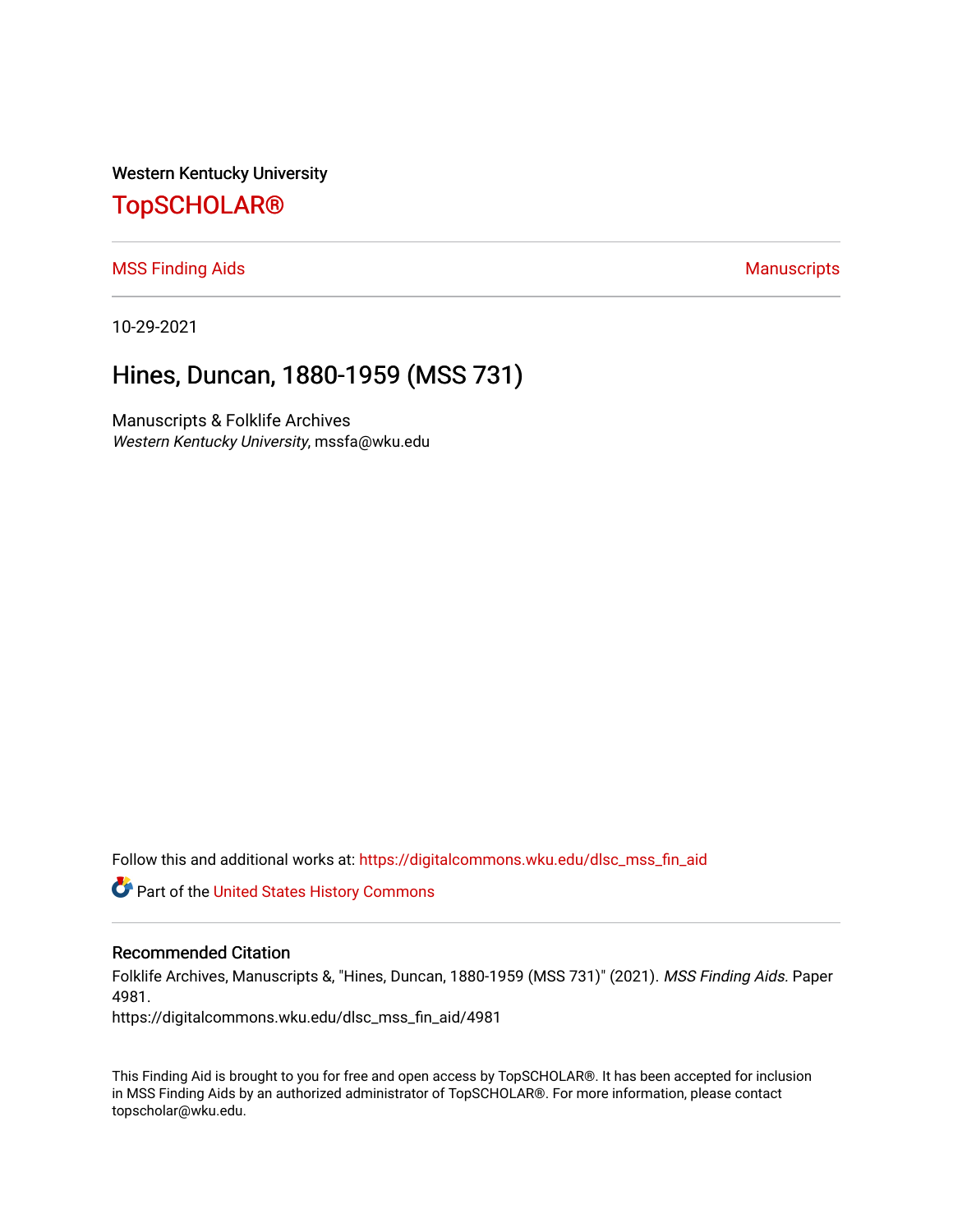Western Kentucky University

# TopSCHOLAR®

MSS Finding Aids | Manuscripts

10-29-2021

## Hines, Duncan, 1880-1959 (MSS 731)

Manuscripts & Folklife Archives
*Western Kentucky University*, mssfa@wku.edu

Follow this and additional works at: https://digitalcommons.wku.edu/dlsc_mss_fin_aid

Part of the United States History Commons

### Recommended Citation

Folklife Archives, Manuscripts &, "Hines, Duncan, 1880-1959 (MSS 731)" (2021). *MSS Finding Aids.* Paper 4981.
https://digitalcommons.wku.edu/dlsc_mss_fin_aid/4981

This Finding Aid is brought to you for free and open access by TopSCHOLAR®. It has been accepted for inclusion in MSS Finding Aids by an authorized administrator of TopSCHOLAR®. For more information, please contact topscholar@wku.edu.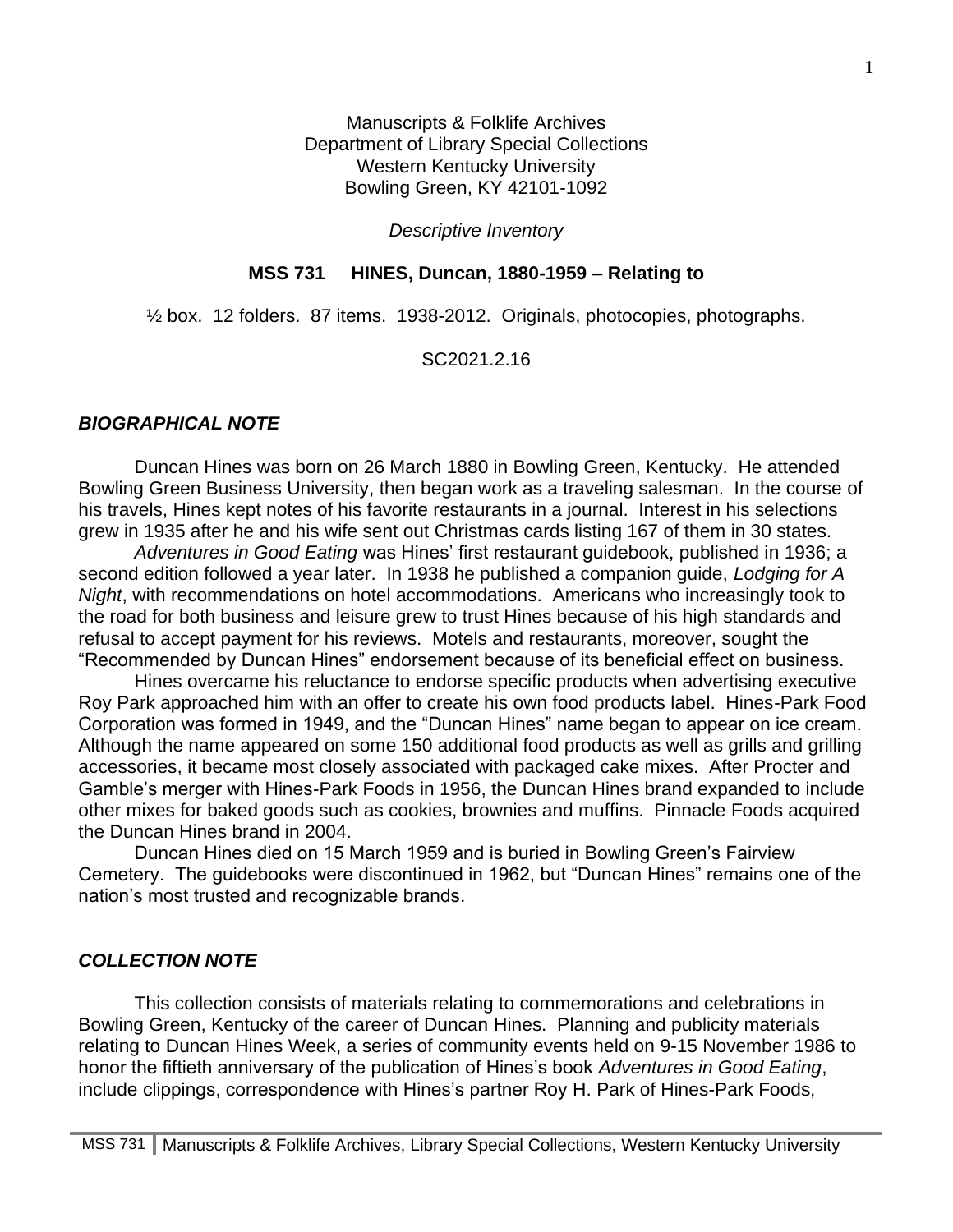Manuscripts & Folklife Archives
Department of Library Special Collections
Western Kentucky University
Bowling Green, KY 42101-1092

*Descriptive Inventory*

**MSS 731 HINES, Duncan, 1880-1959 – Relating to**

½ box. 12 folders. 87 items. 1938-2012. Originals, photocopies, photographs.

SC2021.2.16

## *BIOGRAPHICAL NOTE*

Duncan Hines was born on 26 March 1880 in Bowling Green, Kentucky. He attended Bowling Green Business University, then began work as a traveling salesman. In the course of his travels, Hines kept notes of his favorite restaurants in a journal. Interest in his selections grew in 1935 after he and his wife sent out Christmas cards listing 167 of them in 30 states.

*Adventures in Good Eating* was Hines' first restaurant guidebook, published in 1936; a second edition followed a year later. In 1938 he published a companion guide, *Lodging for A Night*, with recommendations on hotel accommodations. Americans who increasingly took to the road for both business and leisure grew to trust Hines because of his high standards and refusal to accept payment for his reviews. Motels and restaurants, moreover, sought the "Recommended by Duncan Hines" endorsement because of its beneficial effect on business.

Hines overcame his reluctance to endorse specific products when advertising executive Roy Park approached him with an offer to create his own food products label. Hines-Park Food Corporation was formed in 1949, and the "Duncan Hines" name began to appear on ice cream. Although the name appeared on some 150 additional food products as well as grills and grilling accessories, it became most closely associated with packaged cake mixes. After Procter and Gamble's merger with Hines-Park Foods in 1956, the Duncan Hines brand expanded to include other mixes for baked goods such as cookies, brownies and muffins. Pinnacle Foods acquired the Duncan Hines brand in 2004.

Duncan Hines died on 15 March 1959 and is buried in Bowling Green's Fairview Cemetery. The guidebooks were discontinued in 1962, but "Duncan Hines" remains one of the nation's most trusted and recognizable brands.

## *COLLECTION NOTE*

This collection consists of materials relating to commemorations and celebrations in Bowling Green, Kentucky of the career of Duncan Hines. Planning and publicity materials relating to Duncan Hines Week, a series of community events held on 9-15 November 1986 to honor the fiftieth anniversary of the publication of Hines's book *Adventures in Good Eating*, include clippings, correspondence with Hines's partner Roy H. Park of Hines-Park Foods,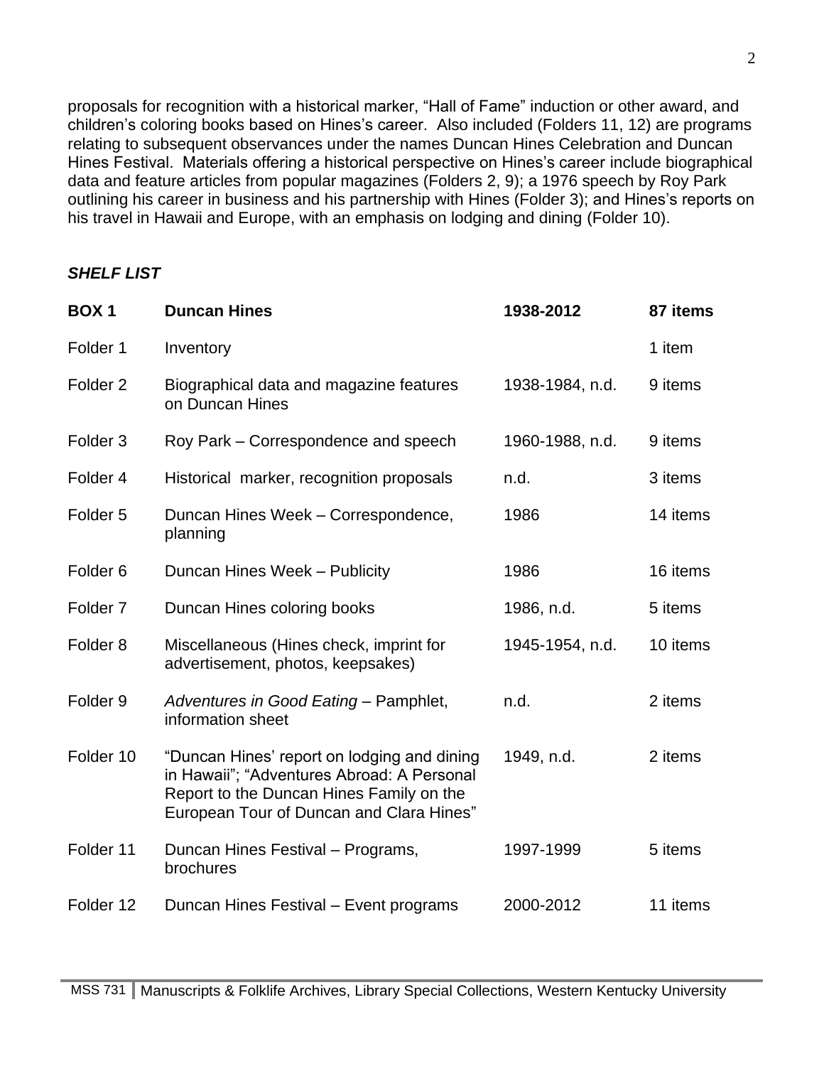proposals for recognition with a historical marker, "Hall of Fame" induction or other award, and children's coloring books based on Hines's career. Also included (Folders 11, 12) are programs relating to subsequent observances under the names Duncan Hines Celebration and Duncan Hines Festival. Materials offering a historical perspective on Hines's career include biographical data and feature articles from popular magazines (Folders 2, 9); a 1976 speech by Roy Park outlining his career in business and his partnership with Hines (Folder 3); and Hines's reports on his travel in Hawaii and Europe, with an emphasis on lodging and dining (Folder 10).

### *SHELF LIST*

| **BOX 1** | **Duncan Hines** | **1938-2012** | **87 items** |
|---|---|---|---|
| Folder 1 | Inventory | | 1 item |
| Folder 2 | Biographical data and magazine features on Duncan Hines | 1938-1984, n.d. | 9 items |
| Folder 3 | Roy Park – Correspondence and speech | 1960-1988, n.d. | 9 items |
| Folder 4 | Historical marker, recognition proposals | n.d. | 3 items |
| Folder 5 | Duncan Hines Week – Correspondence, planning | 1986 | 14 items |
| Folder 6 | Duncan Hines Week – Publicity | 1986 | 16 items |
| Folder 7 | Duncan Hines coloring books | 1986, n.d. | 5 items |
| Folder 8 | Miscellaneous (Hines check, imprint for advertisement, photos, keepsakes) | 1945-1954, n.d. | 10 items |
| Folder 9 | *Adventures in Good Eating* – Pamphlet, information sheet | n.d. | 2 items |
| Folder 10 | "Duncan Hines' report on lodging and dining in Hawaii"; "Adventures Abroad: A Personal Report to the Duncan Hines Family on the European Tour of Duncan and Clara Hines" | 1949, n.d. | 2 items |
| Folder 11 | Duncan Hines Festival – Programs, brochures | 1997-1999 | 5 items |
| Folder 12 | Duncan Hines Festival – Event programs | 2000-2012 | 11 items |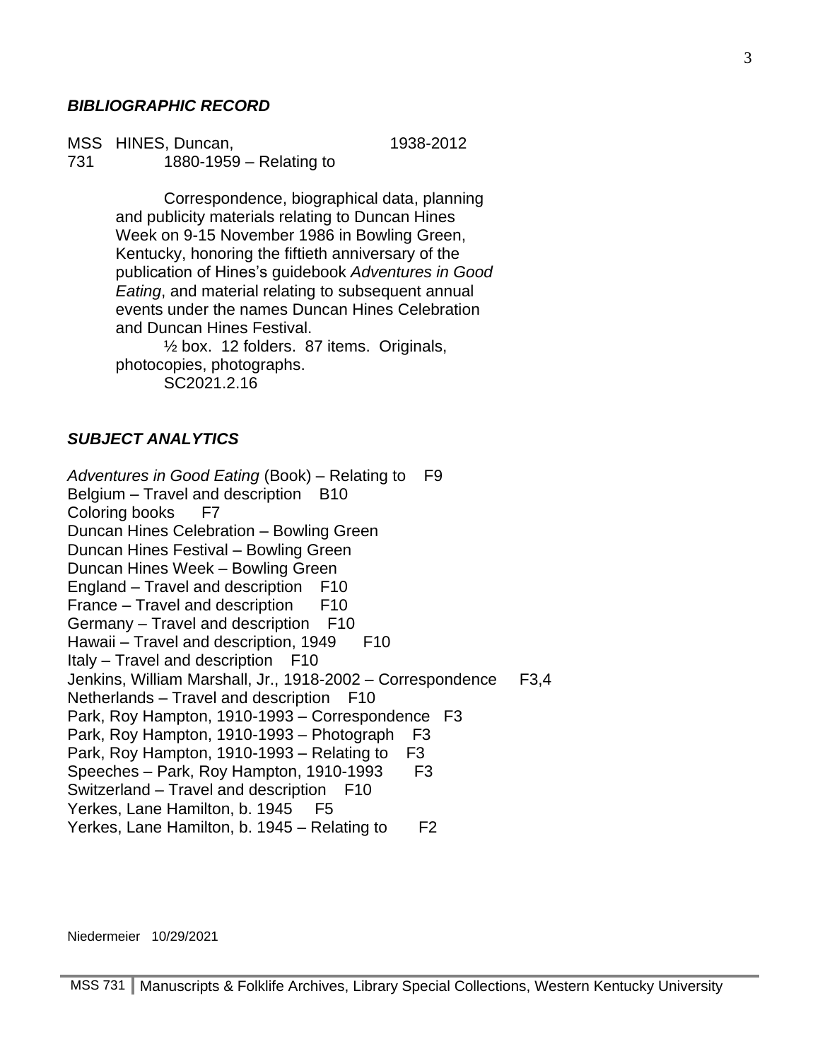### *BIBLIOGRAPHIC RECORD*

MSS 731 HINES, Duncan, 1880-1959 – Relating to 1938-2012

Correspondence, biographical data, planning and publicity materials relating to Duncan Hines Week on 9-15 November 1986 in Bowling Green, Kentucky, honoring the fiftieth anniversary of the publication of Hines's guidebook *Adventures in Good Eating*, and material relating to subsequent annual events under the names Duncan Hines Celebration and Duncan Hines Festival.

½ box. 12 folders. 87 items. Originals, photocopies, photographs.

SC2021.2.16

### *SUBJECT ANALYTICS*

*Adventures in Good Eating* (Book) – Relating to F9
Belgium – Travel and description B10
Coloring books F7
Duncan Hines Celebration – Bowling Green
Duncan Hines Festival – Bowling Green
Duncan Hines Week – Bowling Green
England – Travel and description F10
France – Travel and description F10
Germany – Travel and description F10
Hawaii – Travel and description, 1949 F10
Italy – Travel and description F10
Jenkins, William Marshall, Jr., 1918-2002 – Correspondence F3,4
Netherlands – Travel and description F10
Park, Roy Hampton, 1910-1993 – Correspondence F3
Park, Roy Hampton, 1910-1993 – Photograph F3
Park, Roy Hampton, 1910-1993 – Relating to F3
Speeches – Park, Roy Hampton, 1910-1993 F3
Switzerland – Travel and description F10
Yerkes, Lane Hamilton, b. 1945 F5
Yerkes, Lane Hamilton, b. 1945 – Relating to F2

Niedermeier 10/29/2021